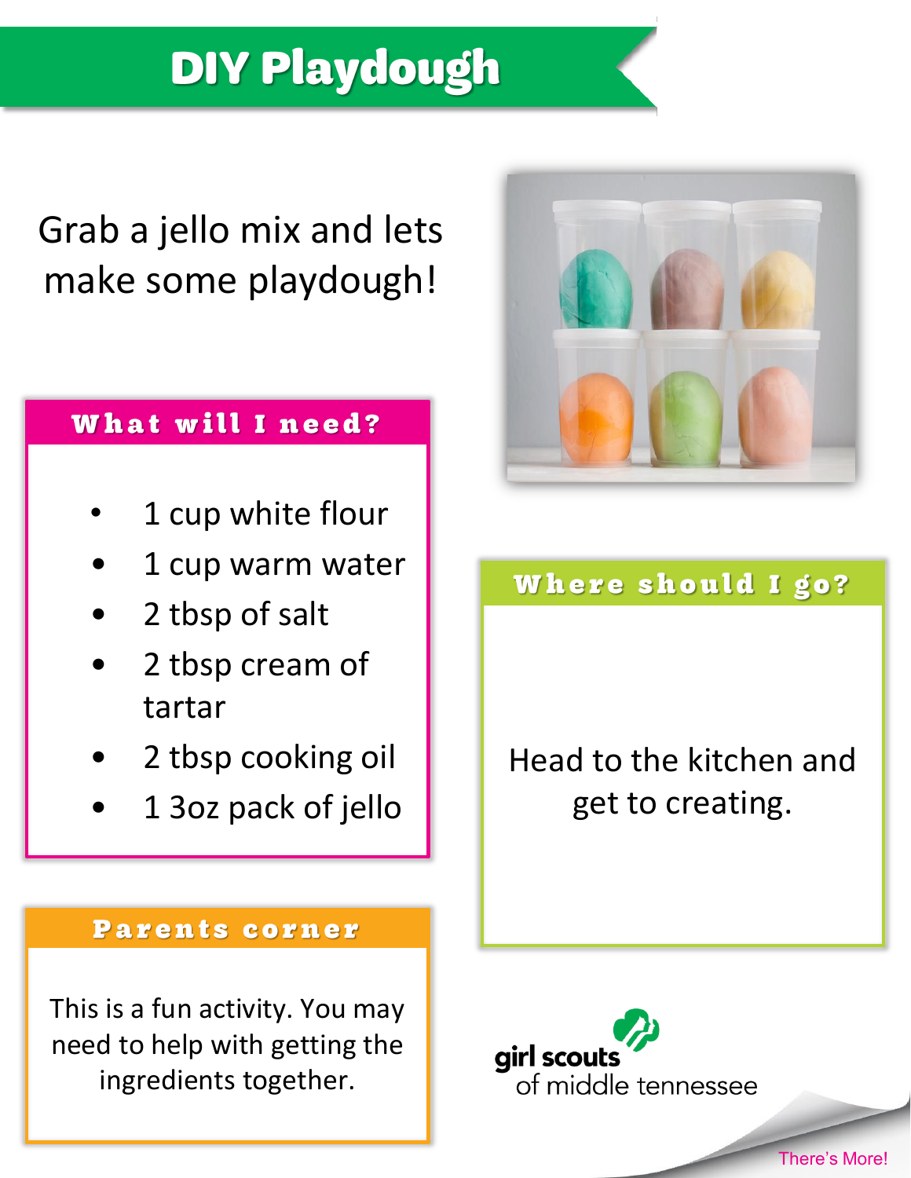# DIY Playdough

Grab a jello mix and lets make some playdough!

## What will I need?

- 1 cup white flour
- 1 cup warm water
- 2 tbsp of salt
- 2 tbsp cream of tartar
- 2 tbsp cooking oil
- 1 3oz pack of jello

## Where should I go?

Head to the kitchen and get to creating.

## Parents corner

This is a fun activity. You may need to help with getting the ingredients together.

girl scouts of middle tennessee

There's More!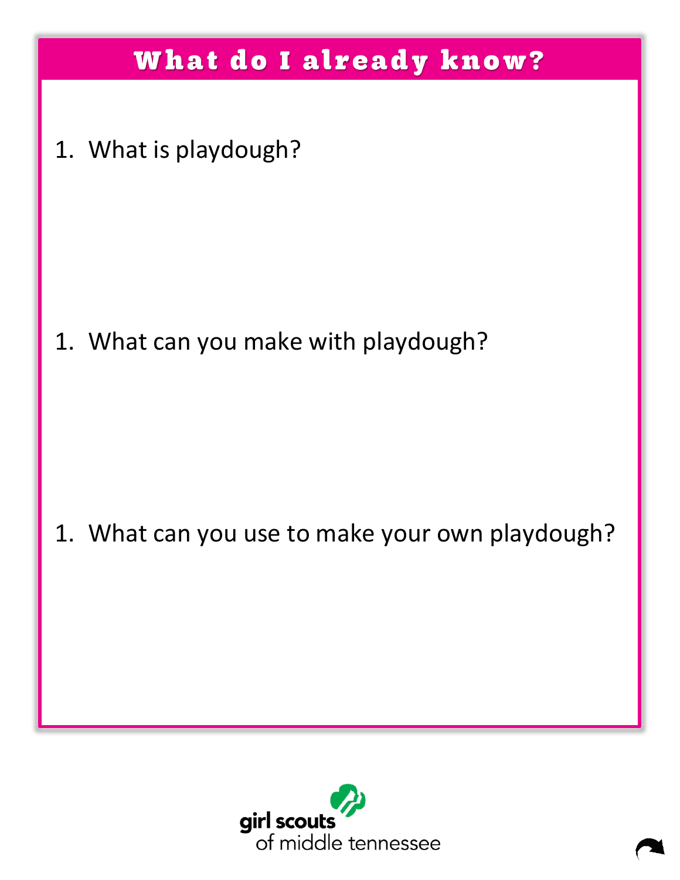# What do I already know?

1. What is playdough?

1. What can you make with playdough?

1. What can you use to make your own playdough?

girl scouts of middle tennessee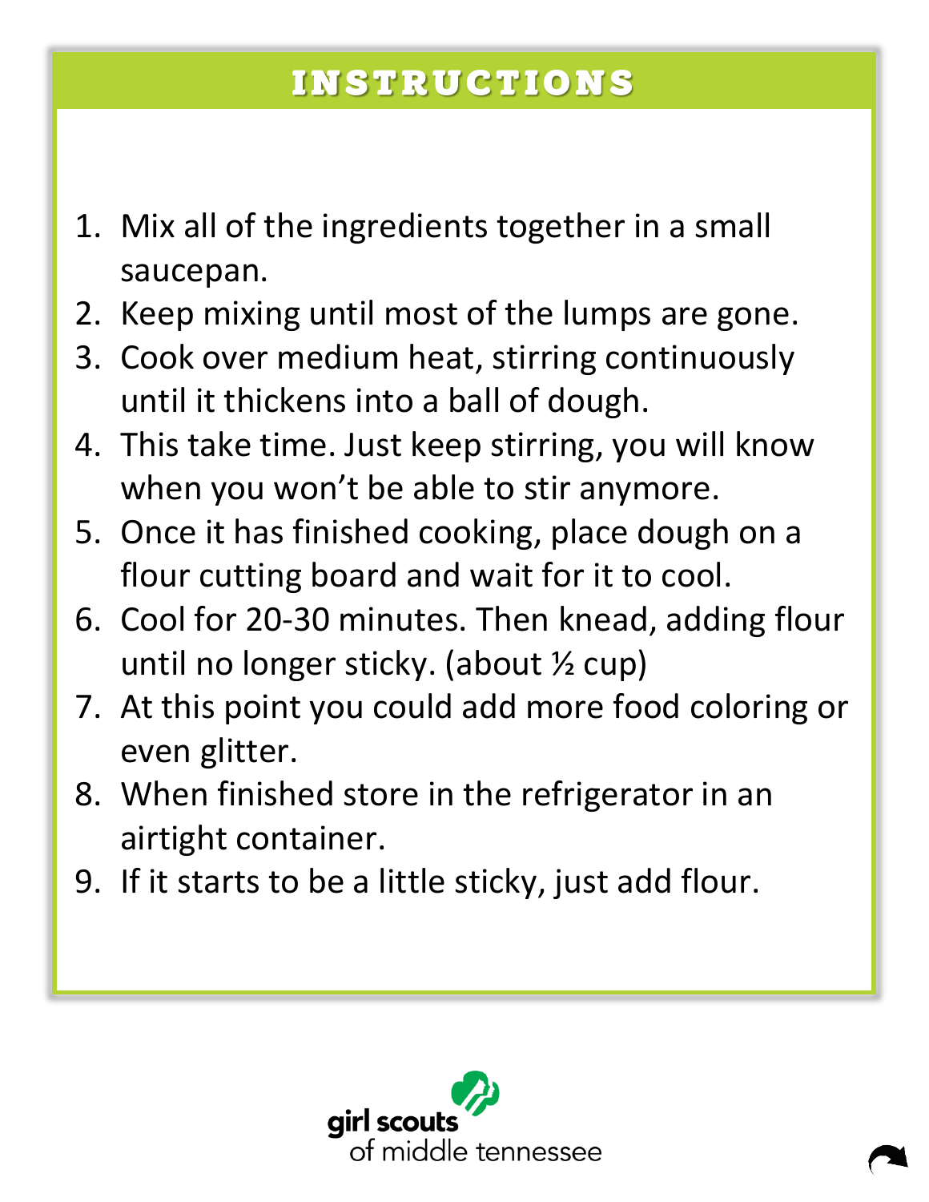## INSTRUCTIONS

1. Mix all of the ingredients together in a small saucepan.
2. Keep mixing until most of the lumps are gone.
3. Cook over medium heat, stirring continuously until it thickens into a ball of dough.
4. This take time. Just keep stirring, you will know when you won't be able to stir anymore.
5. Once it has finished cooking, place dough on a flour cutting board and wait for it to cool.
6. Cool for 20-30 minutes. Then knead, adding flour until no longer sticky. (about ½ cup)
7. At this point you could add more food coloring or even glitter.
8. When finished store in the refrigerator in an airtight container.
9. If it starts to be a little sticky, just add flour.

girl scouts of middle tennessee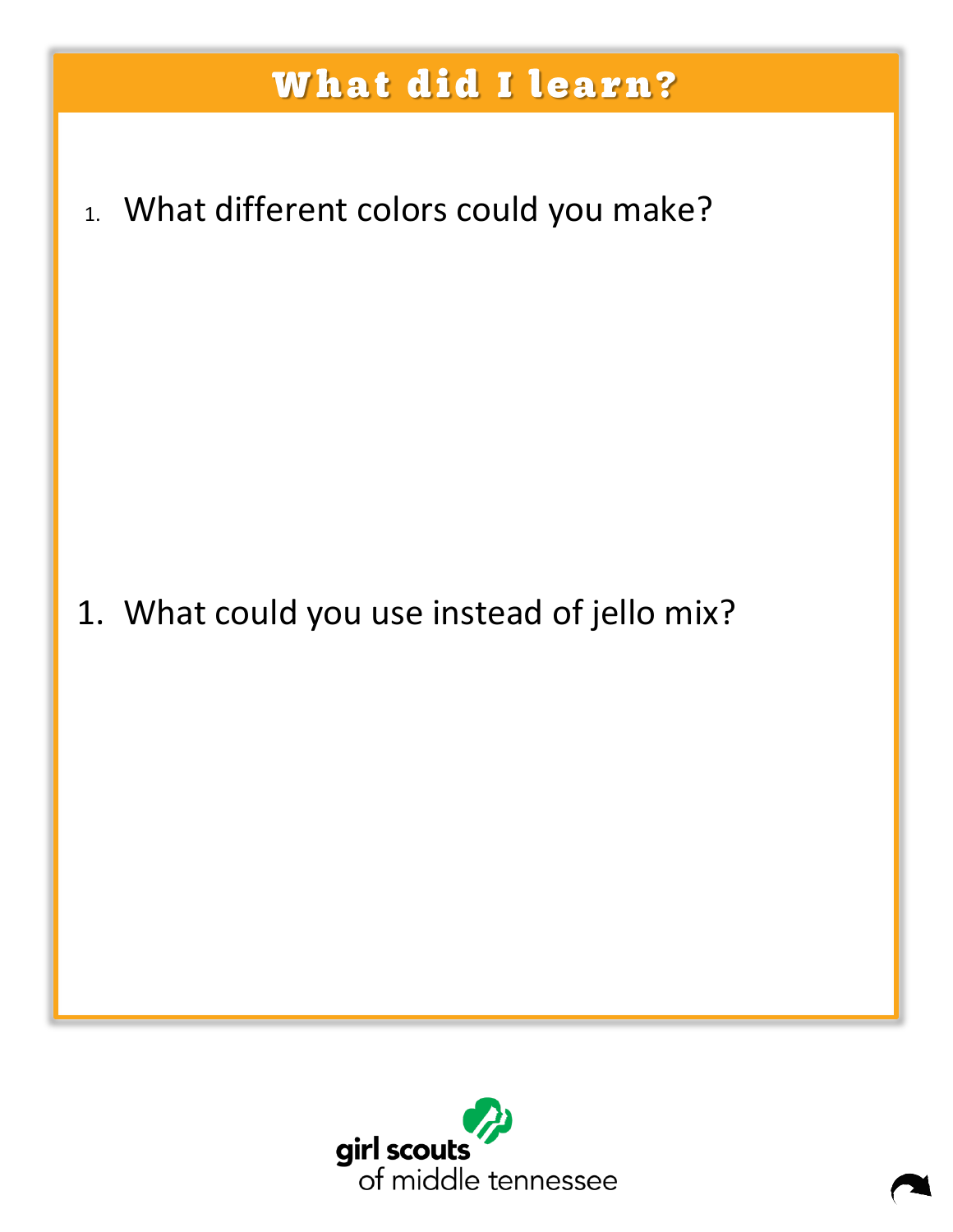# What did I learn?

1. What different colors could you make?

1. What could you use instead of jello mix?

girl scouts of middle tennessee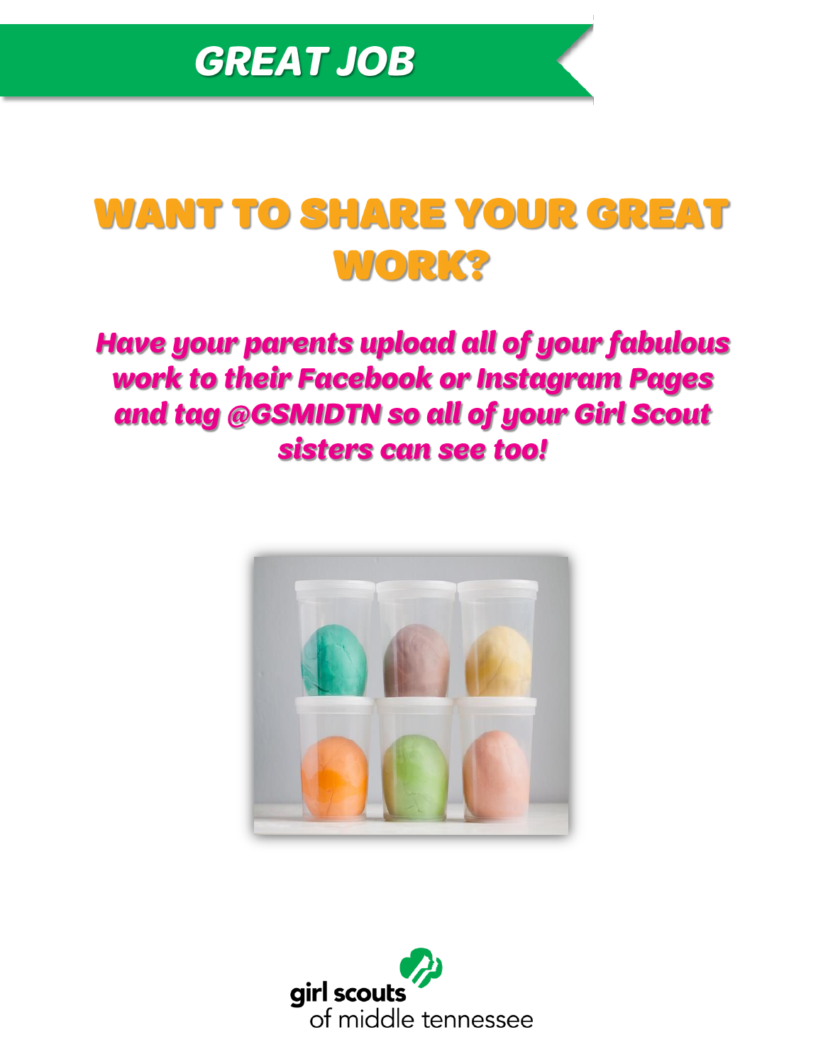# GREAT JOB

## WANT TO SHARE YOUR GREAT WORK?

***Have your parents upload all of your fabulous work to their Facebook or Instagram Pages and tag @GSMIDTN so all of your Girl Scout sisters can see too!***

girl scouts of middle tennessee